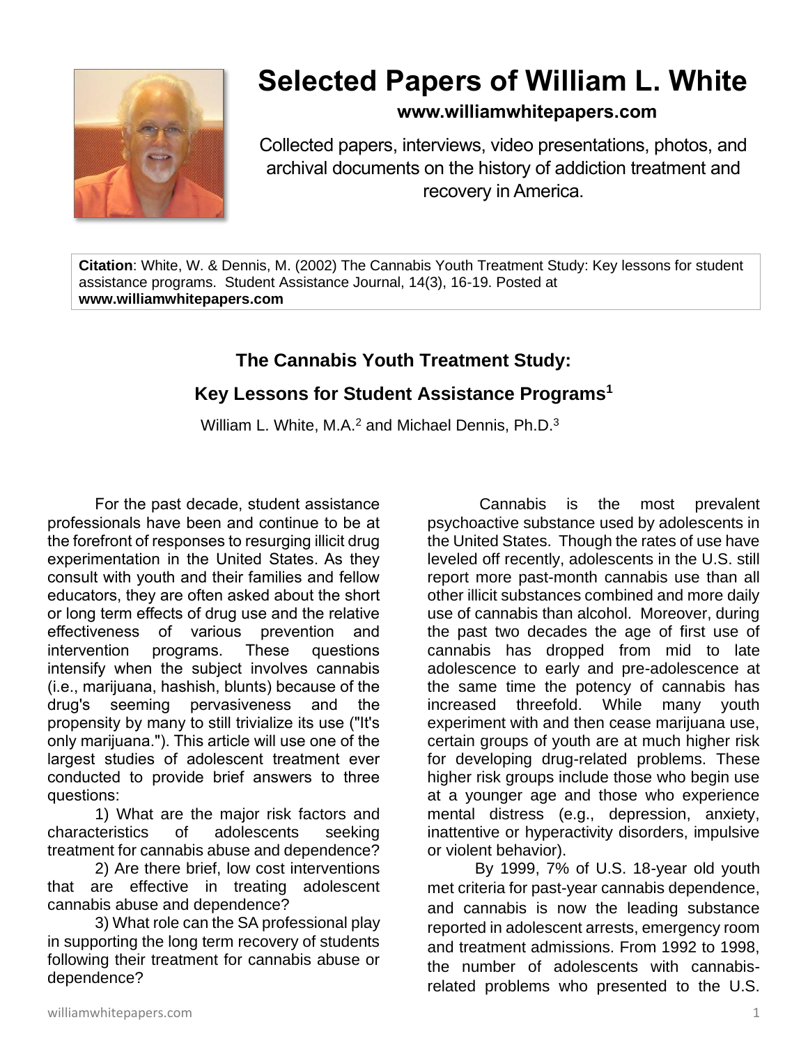# Selected Papers of William L. White

**www.williamwhitepapers.com**

Collected papers, interviews, video presentations, photos, and archival documents on the history of addiction treatment and recovery in America.

**Citation**: White, W. & Dennis, M. (2002) The Cannabis Youth Treatment Study: Key lessons for student assistance programs. Student Assistance Journal, 14(3), 16-19. Posted at **www.williamwhitepapers.com**

## The Cannabis Youth Treatment Study: Key Lessons for Student Assistance Programs[1]

William L. White, M.A.[2] and Michael Dennis, Ph.D.[3]

For the past decade, student assistance professionals have been and continue to be at the forefront of responses to resurging illicit drug experimentation in the United States. As they consult with youth and their families and fellow educators, they are often asked about the short or long term effects of drug use and the relative effectiveness of various prevention and intervention programs. These questions intensify when the subject involves cannabis (i.e., marijuana, hashish, blunts) because of the drug's seeming pervasiveness and the propensity by many to still trivialize its use ("It's only marijuana."). This article will use one of the largest studies of adolescent treatment ever conducted to provide brief answers to three questions:

1) What are the major risk factors and characteristics of adolescents seeking treatment for cannabis abuse and dependence?

2) Are there brief, low cost interventions that are effective in treating adolescent cannabis abuse and dependence?

3) What role can the SA professional play in supporting the long term recovery of students following their treatment for cannabis abuse or dependence?

Cannabis is the most prevalent psychoactive substance used by adolescents in the United States. Though the rates of use have leveled off recently, adolescents in the U.S. still report more past-month cannabis use than all other illicit substances combined and more daily use of cannabis than alcohol. Moreover, during the past two decades the age of first use of cannabis has dropped from mid to late adolescence to early and pre-adolescence at the same time the potency of cannabis has increased threefold. While many youth experiment with and then cease marijuana use, certain groups of youth are at much higher risk for developing drug-related problems. These higher risk groups include those who begin use at a younger age and those who experience mental distress (e.g., depression, anxiety, inattentive or hyperactivity disorders, impulsive or violent behavior).

By 1999, 7% of U.S. 18-year old youth met criteria for past-year cannabis dependence, and cannabis is now the leading substance reported in adolescent arrests, emergency room and treatment admissions. From 1992 to 1998, the number of adolescents with cannabis-related problems who presented to the U.S.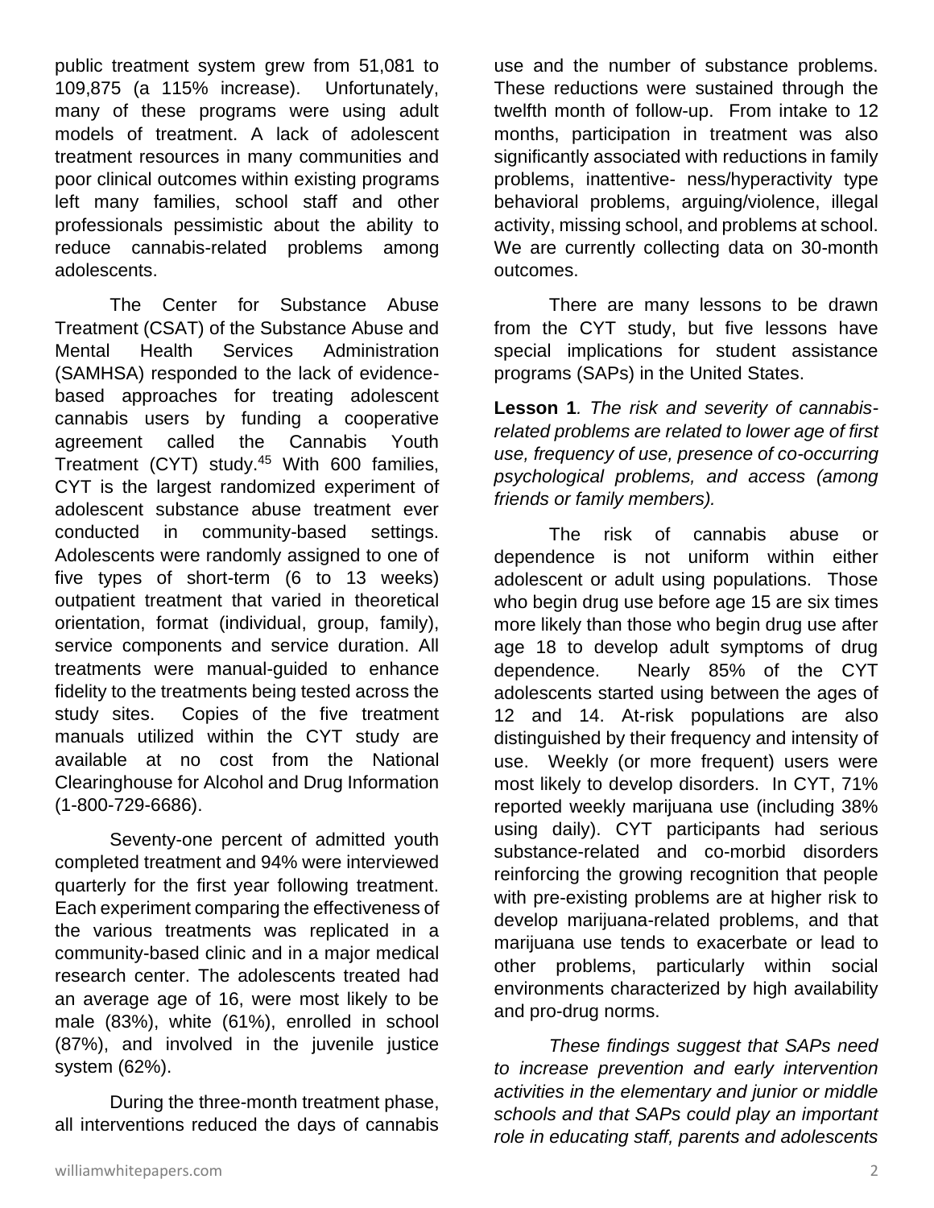public treatment system grew from 51,081 to 109,875 (a 115% increase). Unfortunately, many of these programs were using adult models of treatment. A lack of adolescent treatment resources in many communities and poor clinical outcomes within existing programs left many families, school staff and other professionals pessimistic about the ability to reduce cannabis-related problems among adolescents.

The Center for Substance Abuse Treatment (CSAT) of the Substance Abuse and Mental Health Services Administration (SAMHSA) responded to the lack of evidence-based approaches for treating adolescent cannabis users by funding a cooperative agreement called the Cannabis Youth Treatment (CYT) study.[45] With 600 families, CYT is the largest randomized experiment of adolescent substance abuse treatment ever conducted in community-based settings. Adolescents were randomly assigned to one of five types of short-term (6 to 13 weeks) outpatient treatment that varied in theoretical orientation, format (individual, group, family), service components and service duration. All treatments were manual-guided to enhance fidelity to the treatments being tested across the study sites. Copies of the five treatment manuals utilized within the CYT study are available at no cost from the National Clearinghouse for Alcohol and Drug Information (1-800-729-6686).

Seventy-one percent of admitted youth completed treatment and 94% were interviewed quarterly for the first year following treatment. Each experiment comparing the effectiveness of the various treatments was replicated in a community-based clinic and in a major medical research center. The adolescents treated had an average age of 16, were most likely to be male (83%), white (61%), enrolled in school (87%), and involved in the juvenile justice system (62%).

During the three-month treatment phase, all interventions reduced the days of cannabis use and the number of substance problems. These reductions were sustained through the twelfth month of follow-up. From intake to 12 months, participation in treatment was also significantly associated with reductions in family problems, inattentive- ness/hyperactivity type behavioral problems, arguing/violence, illegal activity, missing school, and problems at school. We are currently collecting data on 30-month outcomes.

There are many lessons to be drawn from the CYT study, but five lessons have special implications for student assistance programs (SAPs) in the United States.

**Lesson 1**. *The risk and severity of cannabis-related problems are related to lower age of first use, frequency of use, presence of co-occurring psychological problems, and access (among friends or family members).*

The risk of cannabis abuse or dependence is not uniform within either adolescent or adult using populations. Those who begin drug use before age 15 are six times more likely than those who begin drug use after age 18 to develop adult symptoms of drug dependence. Nearly 85% of the CYT adolescents started using between the ages of 12 and 14. At-risk populations are also distinguished by their frequency and intensity of use. Weekly (or more frequent) users were most likely to develop disorders. In CYT, 71% reported weekly marijuana use (including 38% using daily). CYT participants had serious substance-related and co-morbid disorders reinforcing the growing recognition that people with pre-existing problems are at higher risk to develop marijuana-related problems, and that marijuana use tends to exacerbate or lead to other problems, particularly within social environments characterized by high availability and pro-drug norms.

*These findings suggest that SAPs need to increase prevention and early intervention activities in the elementary and junior or middle schools and that SAPs could play an important role in educating staff, parents and adolescents*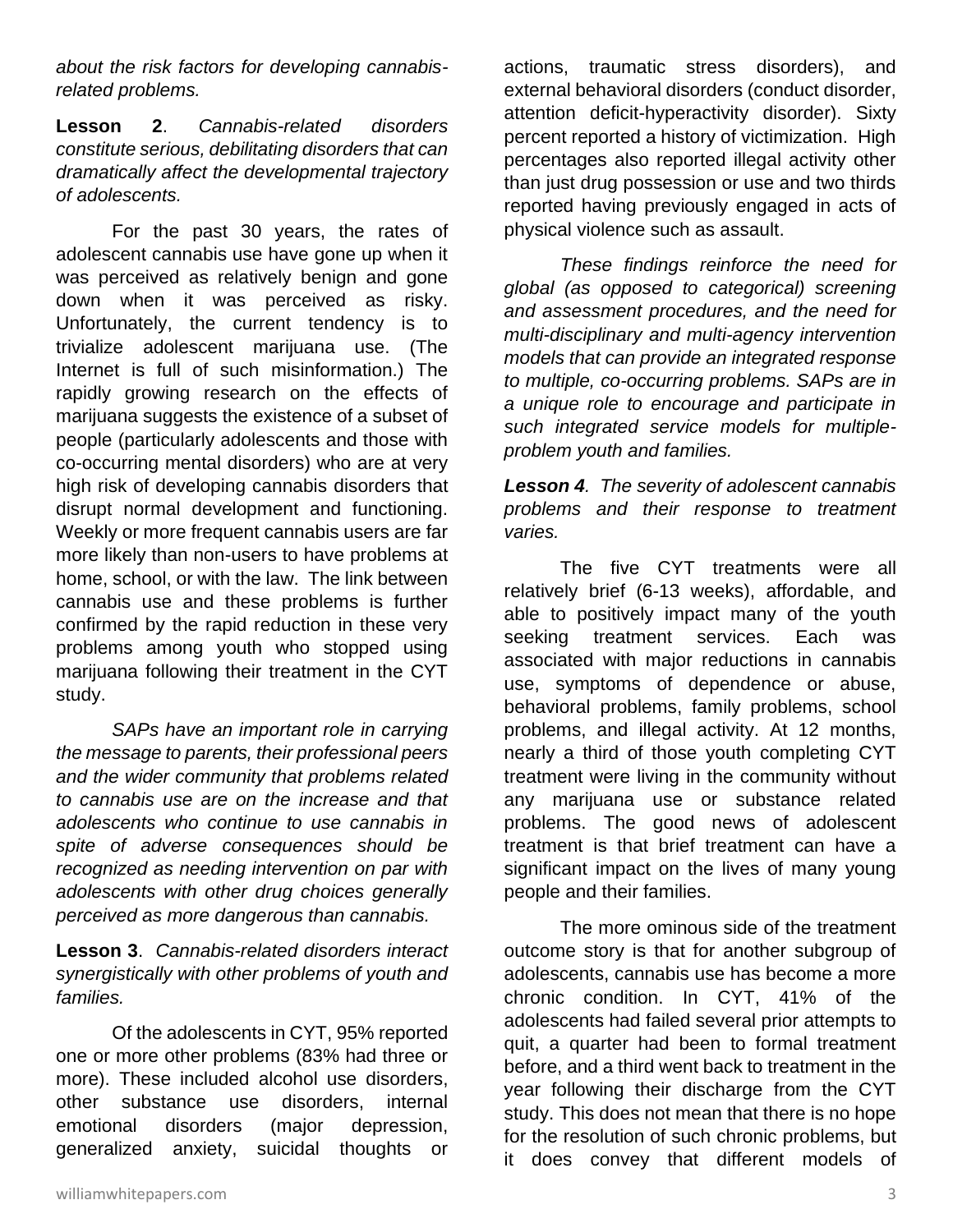*about the risk factors for developing cannabis-related problems.*

**Lesson 2**. *Cannabis-related disorders constitute serious, debilitating disorders that can dramatically affect the developmental trajectory of adolescents.*

For the past 30 years, the rates of adolescent cannabis use have gone up when it was perceived as relatively benign and gone down when it was perceived as risky. Unfortunately, the current tendency is to trivialize adolescent marijuana use. (The Internet is full of such misinformation.) The rapidly growing research on the effects of marijuana suggests the existence of a subset of people (particularly adolescents and those with co-occurring mental disorders) who are at very high risk of developing cannabis disorders that disrupt normal development and functioning. Weekly or more frequent cannabis users are far more likely than non-users to have problems at home, school, or with the law. The link between cannabis use and these problems is further confirmed by the rapid reduction in these very problems among youth who stopped using marijuana following their treatment in the CYT study.

*SAPs have an important role in carrying the message to parents, their professional peers and the wider community that problems related to cannabis use are on the increase and that adolescents who continue to use cannabis in spite of adverse consequences should be recognized as needing intervention on par with adolescents with other drug choices generally perceived as more dangerous than cannabis.*

**Lesson 3**. *Cannabis-related disorders interact synergistically with other problems of youth and families.*

Of the adolescents in CYT, 95% reported one or more other problems (83% had three or more). These included alcohol use disorders, other substance use disorders, internal emotional disorders (major depression, generalized anxiety, suicidal thoughts or actions, traumatic stress disorders), and external behavioral disorders (conduct disorder, attention deficit-hyperactivity disorder). Sixty percent reported a history of victimization. High percentages also reported illegal activity other than just drug possession or use and two thirds reported having previously engaged in acts of physical violence such as assault.

*These findings reinforce the need for global (as opposed to categorical) screening and assessment procedures, and the need for multi-disciplinary and multi-agency intervention models that can provide an integrated response to multiple, co-occurring problems. SAPs are in a unique role to encourage and participate in such integrated service models for multiple-problem youth and families.*

***Lesson 4***. *The severity of adolescent cannabis problems and their response to treatment varies.*

The five CYT treatments were all relatively brief (6-13 weeks), affordable, and able to positively impact many of the youth seeking treatment services. Each was associated with major reductions in cannabis use, symptoms of dependence or abuse, behavioral problems, family problems, school problems, and illegal activity. At 12 months, nearly a third of those youth completing CYT treatment were living in the community without any marijuana use or substance related problems. The good news of adolescent treatment is that brief treatment can have a significant impact on the lives of many young people and their families.

The more ominous side of the treatment outcome story is that for another subgroup of adolescents, cannabis use has become a more chronic condition. In CYT, 41% of the adolescents had failed several prior attempts to quit, a quarter had been to formal treatment before, and a third went back to treatment in the year following their discharge from the CYT study. This does not mean that there is no hope for the resolution of such chronic problems, but it does convey that different models of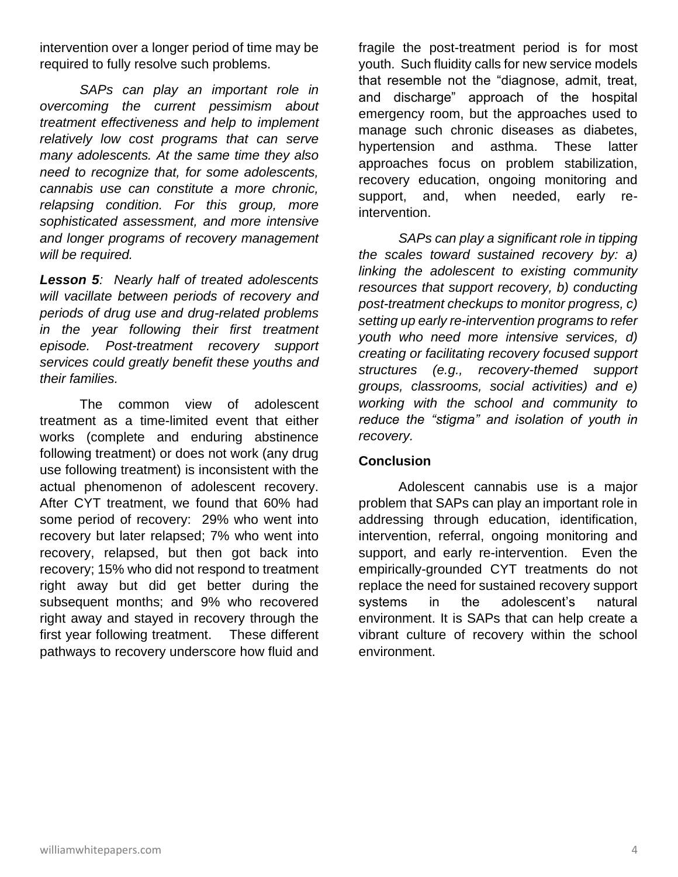intervention over a longer period of time may be required to fully resolve such problems.

*SAPs can play an important role in overcoming the current pessimism about treatment effectiveness and help to implement relatively low cost programs that can serve many adolescents. At the same time they also need to recognize that, for some adolescents, cannabis use can constitute a more chronic, relapsing condition. For this group, more sophisticated assessment, and more intensive and longer programs of recovery management will be required.*

***Lesson 5****: Nearly half of treated adolescents will vacillate between periods of recovery and periods of drug use and drug-related problems in the year following their first treatment episode. Post-treatment recovery support services could greatly benefit these youths and their families.*

The common view of adolescent treatment as a time-limited event that either works (complete and enduring abstinence following treatment) or does not work (any drug use following treatment) is inconsistent with the actual phenomenon of adolescent recovery. After CYT treatment, we found that 60% had some period of recovery: 29% who went into recovery but later relapsed; 7% who went into recovery, relapsed, but then got back into recovery; 15% who did not respond to treatment right away but did get better during the subsequent months; and 9% who recovered right away and stayed in recovery through the first year following treatment. These different pathways to recovery underscore how fluid and fragile the post-treatment period is for most youth. Such fluidity calls for new service models that resemble not the "diagnose, admit, treat, and discharge" approach of the hospital emergency room, but the approaches used to manage such chronic diseases as diabetes, hypertension and asthma. These latter approaches focus on problem stabilization, recovery education, ongoing monitoring and support, and, when needed, early re-intervention.

*SAPs can play a significant role in tipping the scales toward sustained recovery by: a) linking the adolescent to existing community resources that support recovery, b) conducting post-treatment checkups to monitor progress, c) setting up early re-intervention programs to refer youth who need more intensive services, d) creating or facilitating recovery focused support structures (e.g., recovery-themed support groups, classrooms, social activities) and e) working with the school and community to reduce the "stigma" and isolation of youth in recovery.*

**Conclusion**

Adolescent cannabis use is a major problem that SAPs can play an important role in addressing through education, identification, intervention, referral, ongoing monitoring and support, and early re-intervention. Even the empirically-grounded CYT treatments do not replace the need for sustained recovery support systems in the adolescent's natural environment. It is SAPs that can help create a vibrant culture of recovery within the school environment.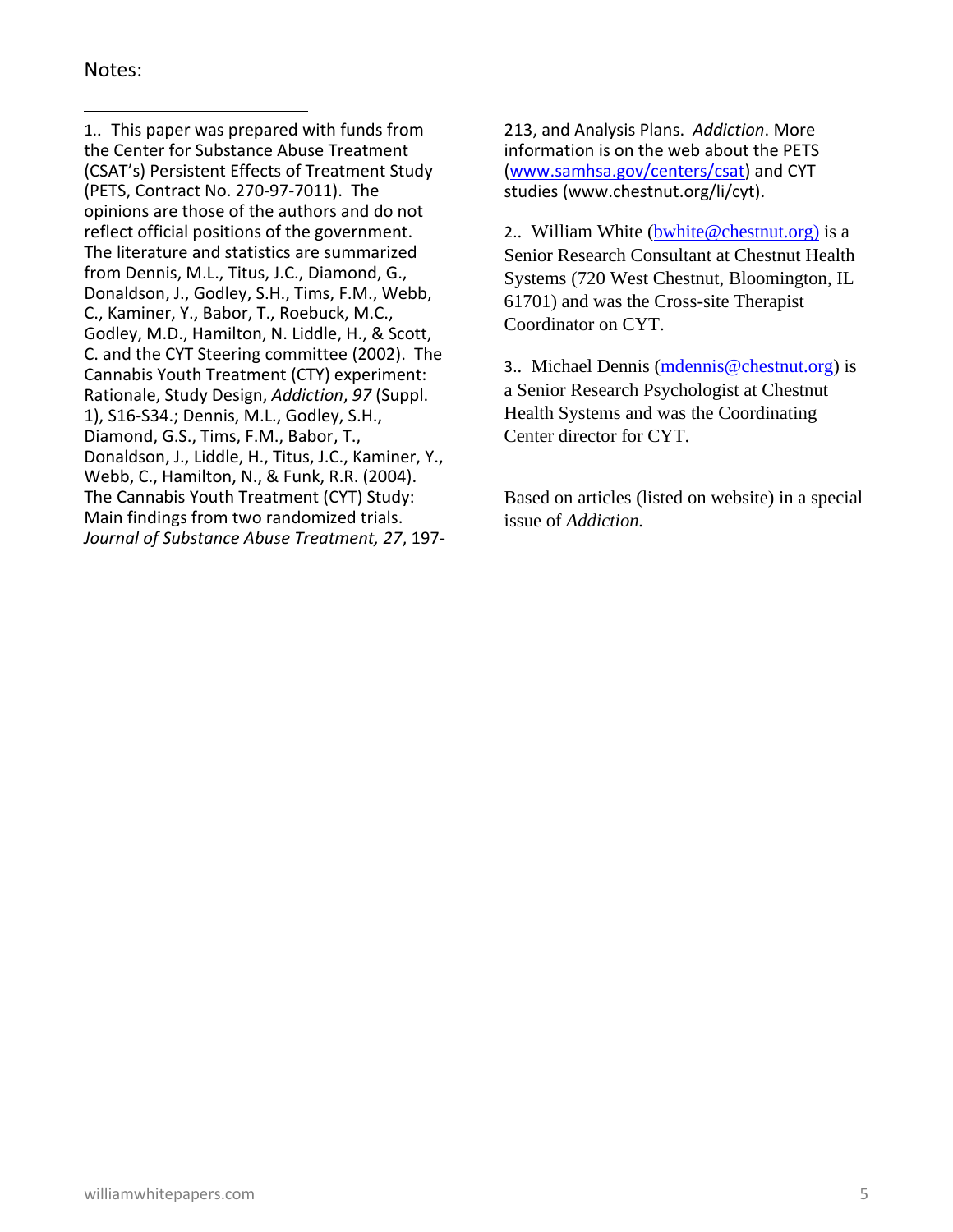Notes:

---

1.. This paper was prepared with funds from the Center for Substance Abuse Treatment (CSAT's) Persistent Effects of Treatment Study (PETS, Contract No. 270-97-7011). The opinions are those of the authors and do not reflect official positions of the government. The literature and statistics are summarized from Dennis, M.L., Titus, J.C., Diamond, G., Donaldson, J., Godley, S.H., Tims, F.M., Webb, C., Kaminer, Y., Babor, T., Roebuck, M.C., Godley, M.D., Hamilton, N. Liddle, H., & Scott, C. and the CYT Steering committee (2002). The Cannabis Youth Treatment (CTY) experiment: Rationale, Study Design, *Addiction*, *97* (Suppl. 1), S16-S34.; Dennis, M.L., Godley, S.H., Diamond, G.S., Tims, F.M., Babor, T., Donaldson, J., Liddle, H., Titus, J.C., Kaminer, Y., Webb, C., Hamilton, N., & Funk, R.R. (2004). The Cannabis Youth Treatment (CYT) Study: Main findings from two randomized trials. *Journal of Substance Abuse Treatment, 27*, 197-213, and Analysis Plans. *Addiction*. More information is on the web about the PETS ([www.samhsa.gov/centers/csat](www.samhsa.gov/centers/csat)) and CYT studies (www.chestnut.org/li/cyt).

2.. William White ([bwhite@chestnut.org)](mailto:bwhite@chestnut.org) is a Senior Research Consultant at Chestnut Health Systems (720 West Chestnut, Bloomington, IL 61701) and was the Cross-site Therapist Coordinator on CYT.

3.. Michael Dennis ([mdennis@chestnut.org](mailto:mdennis@chestnut.org)) is a Senior Research Psychologist at Chestnut Health Systems and was the Coordinating Center director for CYT.

Based on articles (listed on website) in a special issue of *Addiction.*